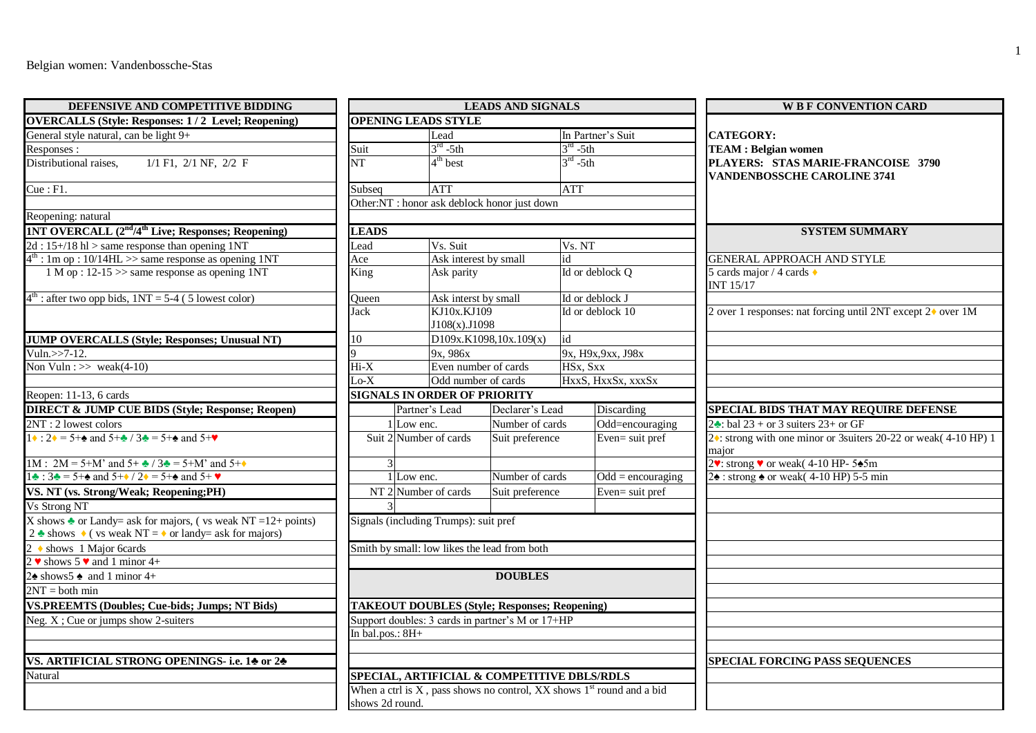Belgian women: Vandenbossche-Stas

| DEFENSIVE AND COMPETITIVE BIDDING |
|---|
| **OVERCALLS (Style: Responses: 1 / 2 Level; Reopening)** |
| General style natural, can be light 9+ |
| Responses : |
| Distributional raises, 1/1 F1, 2/1 NF, 2/2 F |
| Cue : F1. |
| |
| Reopening: natural |
| **1NT OVERCALL (2nd/4th Live; Responses; Reopening)** |
| 2d : 15+/18 hl > same response than opening 1NT |
| 4th : 1m op : 10/14HL >> same response as opening 1NT |
| 1 M op : 12-15 >> same response as opening 1NT |
| 4th : after two opp bids, 1NT = 5-4 ( 5 lowest color) |
| |
| **JUMP OVERCALLS (Style; Responses; Unusual NT)** |
| Vuln.>>7-12. |
| Non Vuln : >> weak(4-10) |
| |
| Reopen: 11-13, 6 cards |
| **DIRECT & JUMP CUE BIDS (Style; Response; Reopen)** |
| 2NT : 2 lowest colors |
| 1♦ : 2♦ = 5+♠ and 5+♣ / 3♣ = 5+♠ and 5+♥ |
| 1M : 2M = 5+M' and 5+ ♣ / 3♣ = 5+M' and 5+♦ |
| 1♣ : 3♣ = 5+♠ and 5+♦ / 2♦ = 5+♠ and 5+ ♥ |
| **VS. NT (vs. Strong/Weak; Reopening;PH)** |
| Vs Strong NT |
| X shows ♣ or Landy= ask for majors, ( vs weak NT =12+ points) 2 ♣ shows ♦ ( vs weak NT = ♦ or landy= ask for majors) |
| 2 ♦ shows 1 Major 6cards |
| 2 ♥ shows 5 ♥ and 1 minor 4+ |
| 2♠ shows5 ♠ and 1 minor 4+ |
| 2NT = both min |
| **VS.PREEMTS (Doubles; Cue-bids; Jumps; NT Bids)** |
| Neg. X ; Cue or jumps show 2-suiters |
| |
| |
| **VS. ARTIFICIAL STRONG OPENINGS- i.e. 1♣ or 2♣** |
| Natural |
| |

| LEADS AND SIGNALS | | | |
|---|---|---|---|
| **OPENING LEADS STYLE** | | | |
| | Lead | In Partner's Suit | |
| Suit | 3rd -5th | 3rd -5th | |
| NT | 4th best | 3rd -5th | |
| Subseq | ATT | ATT | |
| Other:NT : honor ask deblock honor just down | | | |
| | | | |
| **LEADS** | | | |
| Lead | Vs. Suit | Vs. NT | |
| Ace | Ask interest by small | id | |
| King | Ask parity | Id or deblock Q | |
| Queen | Ask interst by small | Id or deblock J | |
| Jack | KJ10x.KJ109 J108(x).J1098 | Id or deblock 10 | |
| 10 | D109x.K1098,10x.109(x) | id | |
| 9 | 9x, 986x | 9x, H9x,9xx, J98x | |
| Hi-X | Even number of cards | HSx, Sxx | |
| Lo-X | Odd number of cards | HxxS, HxxSx, xxxSx | |
| **SIGNALS IN ORDER OF PRIORITY** | | | |
| | Partner's Lead | Declarer's Lead | Discarding |
| Suit 1 | Low enc. | Number of cards | Odd=encouraging |
| Suit 2 | Number of cards | Suit preference | Even= suit pref |
| Suit 3 | | | |
| NT 1 | Low enc. | Number of cards | Odd = encouraging |
| NT 2 | Number of cards | Suit preference | Even= suit pref |
| NT 3 | | | |
| Signals (including Trumps): suit pref | | | |
| Smith by small: low likes the lead from both | | | |
| | | | |
| **DOUBLES** | | | |
| **TAKEOUT DOUBLES (Style; Responses; Reopening)** | | | |
| Support doubles: 3 cards in partner's M or 17+HP | | | |
| In bal.pos.: 8H+ | | | |
| | | | |
| **SPECIAL, ARTIFICIAL & COMPETITIVE DBLS/RDLS** | | | |
| When a ctrl is X , pass shows no control, XX shows 1st round and a bid shows 2d round. | | | |

| W B F CONVENTION CARD |
|---|
| **CATEGORY:** |
| **TEAM : Belgian women** |
| **PLAYERS: STAS MARIE-FRANCOISE 3790 VANDENBOSSCHE CAROLINE 3741** |
| **SYSTEM SUMMARY** |
| GENERAL APPROACH AND STYLE |
| 5 cards major / 4 cards ♦ INT 15/17 |
| |
| 2 over 1 responses: nat forcing until 2NT except 2♦ over 1M |
| |
| |
| |
| |
| **SPECIAL BIDS THAT MAY REQUIRE DEFENSE** |
| 2♣: bal 23 + or 3 suiters 23+ or GF |
| 2♦: strong with one minor or 3suiters 20-22 or weak( 4-10 HP) 1 major |
| 2♥: strong ♥ or weak( 4-10 HP- 5♠5m |
| 2♠ : strong ♠ or weak( 4-10 HP) 5-5 min |
| |
| |
| |
| |
| |
| |
| |
| |
| |
| **SPECIAL FORCING PASS SEQUENCES** |
| |
| |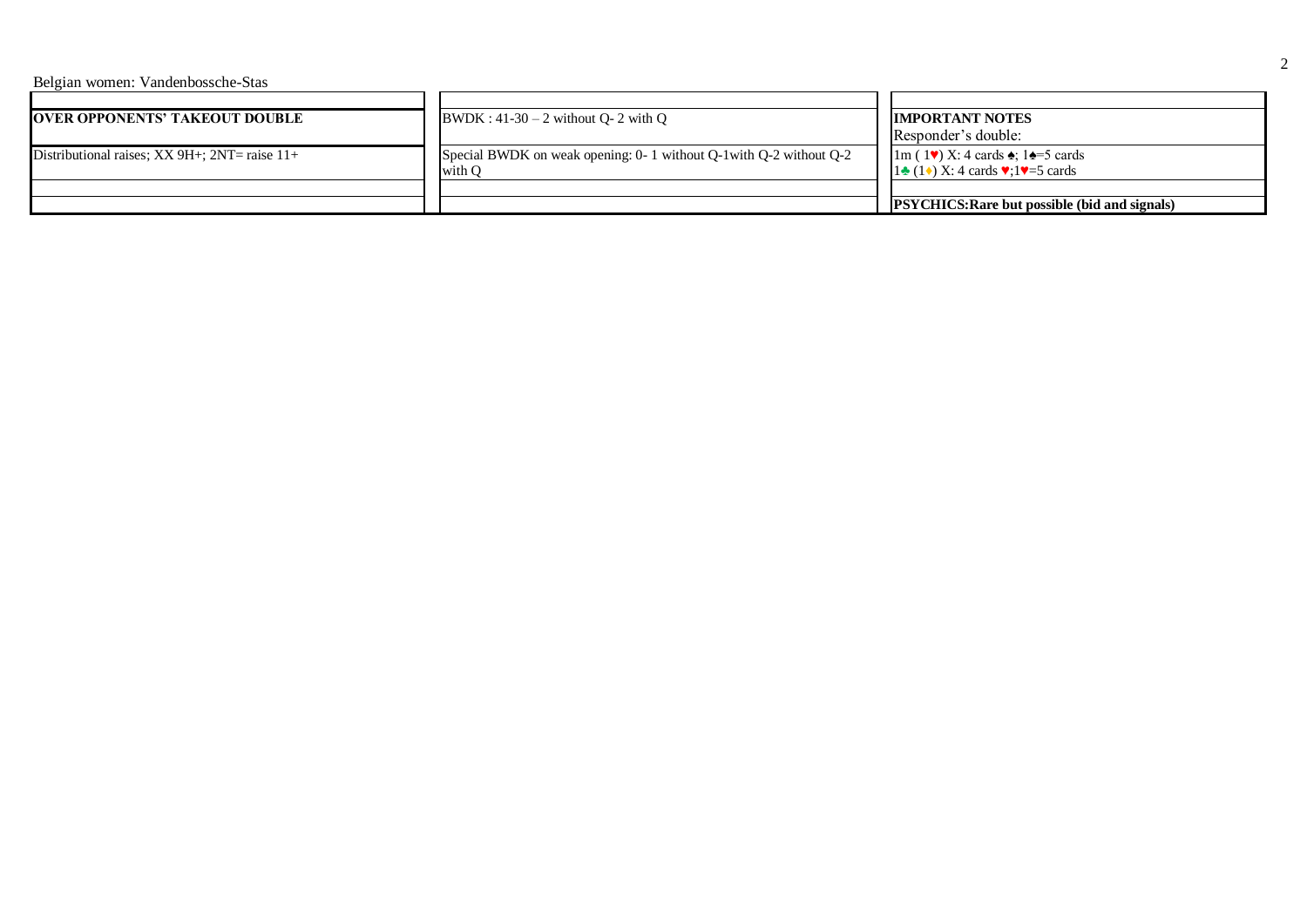Belgian women: Vandenbossche-Stas

| OVER OPPONENTS' TAKEOUT DOUBLE |
| --- |
| Distributional raises; XX 9H+; 2NT= raise 11+ |
| |
| |

| |
| --- |
| BWDK : 41-30 – 2 without Q- 2 with Q |
| Special BWDK on weak opening: 0- 1 without Q-1with Q-2 without Q-2 with Q |
| |

| IMPORTANT NOTES<br>Responder's double: |
| --- |
| 1m ( 1♥) X: 4 cards ♠; 1♠=5 cards<br>1♣ (1♦) X: 4 cards ♥;1♥=5 cards |
| |
| **PSYCHICS:Rare but possible (bid and signals)** |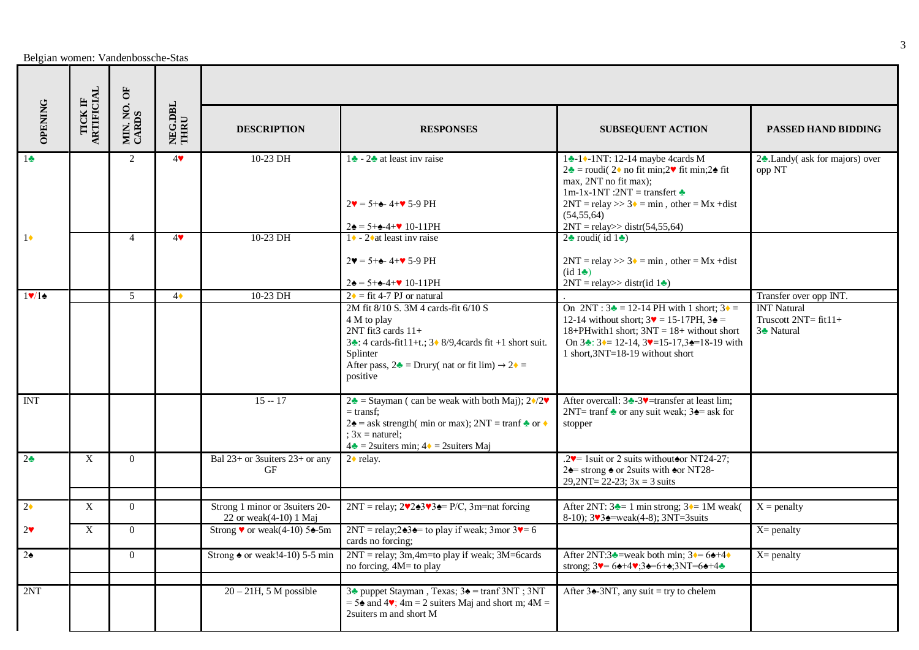Belgian women: Vandenbossche-Stas

| OPENING | TICK IF ARTIFICIAL | MIN. NO. OF CARDS | NEG.DBL THRU | DESCRIPTION | RESPONSES | SUBSEQUENT ACTION | PASSED HAND BIDDING |
|---|---|---|---|---|---|---|---|
| 1♣ | | 2 | 4♥ | 10-23 DH | 1♣ - 2♣ at least inv raise<br><br>2♥ = 5+♠- 4+♥ 5-9 PH<br><br>2♠ = 5+♠-4+♥ 10-11PH | 1♣-1♦-1NT: 12-14 maybe 4cards M<br>2♣ = roudi( 2♦ no fit min;2♥ fit min;2♠ fit max, 2NT no fit max);<br>1m-1x-1NT :2NT = transfert ♣<br>2NT = relay >> 3♦ = min , other = Mx +dist (54,55,64)<br>2NT = relay>> distr(54,55,64) | 2♣.Landy( ask for majors) over opp NT |
| 1♦ | | 4 | 4♥ | 10-23 DH | 1♦ - 2♦at least inv raise<br><br>2♥ = 5+♠- 4+♥ 5-9 PH<br><br>2♠ = 5+♠-4+♥ 10-11PH | 2♣ roudi( id 1♣)<br><br>2NT = relay >> 3♦ = min , other = Mx +dist (id 1♣)<br>2NT = relay>> distr(id 1♣) | |
| 1♥/1♠ | | 5 | 4♦ | 10-23 DH | 2♦ = fit 4-7 PJ or natural | . | Transfer over opp INT. |
| | | | | | 2M fit 8/10 S. 3M 4 cards-fit 6/10 S<br>4 M to play<br>2NT fit3 cards 11+<br>3♣: 4 cards-fit11+t.; 3♦ 8/9,4cards fit +1 short suit. Splinter<br>After pass, 2♣ = Drury( nat or fit lim) → 2♦ = positive | On 2NT : 3♣ = 12-14 PH with 1 short; 3♦ = 12-14 without short; 3♥ = 15-17PH, 3♠ = 18+PHwith1 short; 3NT = 18+ without short<br>On 3♣: 3♦= 12-14, 3♥=15-17,3♠=18-19 with 1 short,3NT=18-19 without short | INT Natural<br>Truscott 2NT= fit11+<br>3♣ Natural |
| INT | | | | 15 -- 17 | 2♣ = Stayman ( can be weak with both Maj); 2♦/2♥ = transf;<br>2♠ = ask strength( min or max); 2NT = tranf ♣ or ♦ ; 3x = naturel;<br>4♣ = 2suiters min; 4♦ = 2suiters Maj | After overcall: 3♣-3♥=transfer at least lim; 2NT= tranf ♣ or any suit weak; 3♠= ask for stopper | |
| 2♣ | X | 0 | | Bal 23+ or 3suiters 23+ or any GF | 2♦ relay. | .2♥= 1suit or 2 suits without♠or NT24-27; 2♠= strong ♠ or 2suits with ♠or NT28-29,2NT= 22-23; 3x = 3 suits | |
| | | | | | | | |
| 2♦ | X | 0 | | Strong 1 minor or 3suiters 20-22 or weak(4-10) 1 Maj | 2NT = relay; 2♥2♠3♥3♠= P/C, 3m=nat forcing | After 2NT: 3♣= 1 min strong; 3♦= 1M weak( 8-10); 3♥3♠=weak(4-8); 3NT=3suits | X = penalty |
| 2♥ | X | 0 | | Strong ♥ or weak(4-10) 5♠-5m | 2NT = relay;2♠3♠= to play if weak; 3mor 3♥= 6 cards no forcing; | | X= penalty |
| 2♠ | | 0 | | Strong ♠ or weak!4-10) 5-5 min | 2NT = relay; 3m,4m=to play if weak; 3M=6cards no forcing, 4M= to play | After 2NT:3♣=weak both min; 3♦= 6♠+4♦ strong; 3♥= 6♠+4♥;3♠=6+♠;3NT=6♠+4♣ | X= penalty |
| | | | | | | | |
| 2NT | | | | 20 – 21H, 5 M possible | 3♣ puppet Stayman , Texas; 3♠ = tranf 3NT ; 3NT = 5♠ and 4♥; 4m = 2 suiters Maj and short m; 4M = 2suiters m and short M | After 3♠-3NT, any suit = try to chelem | |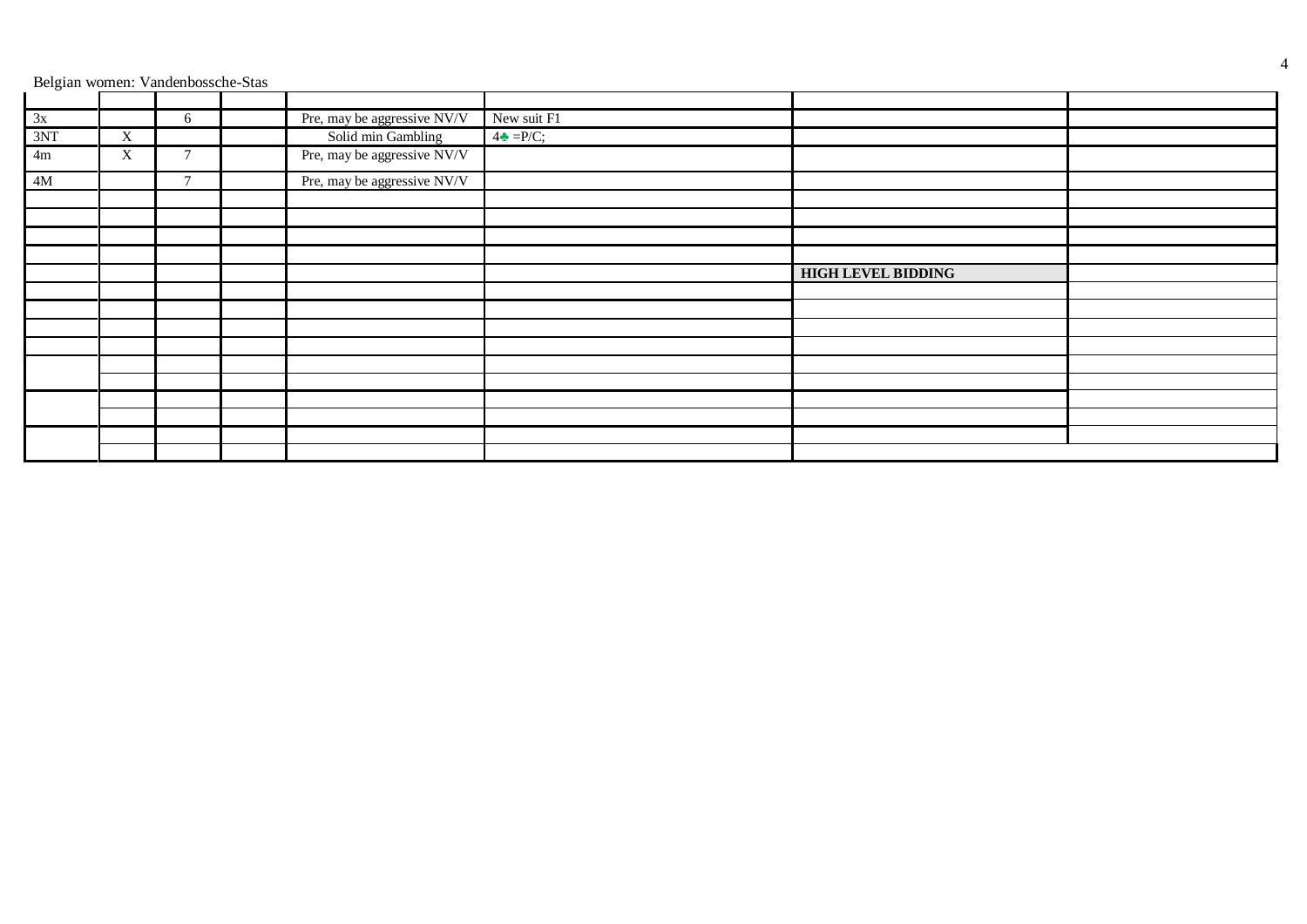Belgian women: Vandenbossche-Stas

| | | | | | | | |
|---|---|---|---|---|---|---|---|
| 3x | | 6 | | Pre, may be aggressive NV/V | New suit F1 | | |
| 3NT | X | | | Solid min Gambling | 4♣ =P/C; | | |
| 4m | X | 7 | | Pre, may be aggressive NV/V | | | |
| 4M | | 7 | | Pre, may be aggressive NV/V | | | |
| | | | | | | | |
| | | | | | | | |
| | | | | | | | |
| | | | | | | | |
| | | | | | | **HIGH LEVEL BIDDING** | |
| | | | | | | | |
| | | | | | | | |
| | | | | | | | |
| | | | | | | | |
| | | | | | | | |
| | | | | | | | |
| | | | | | | | |
| | | | | | | | |
| | | | | | | | |
| | | | | | | | |